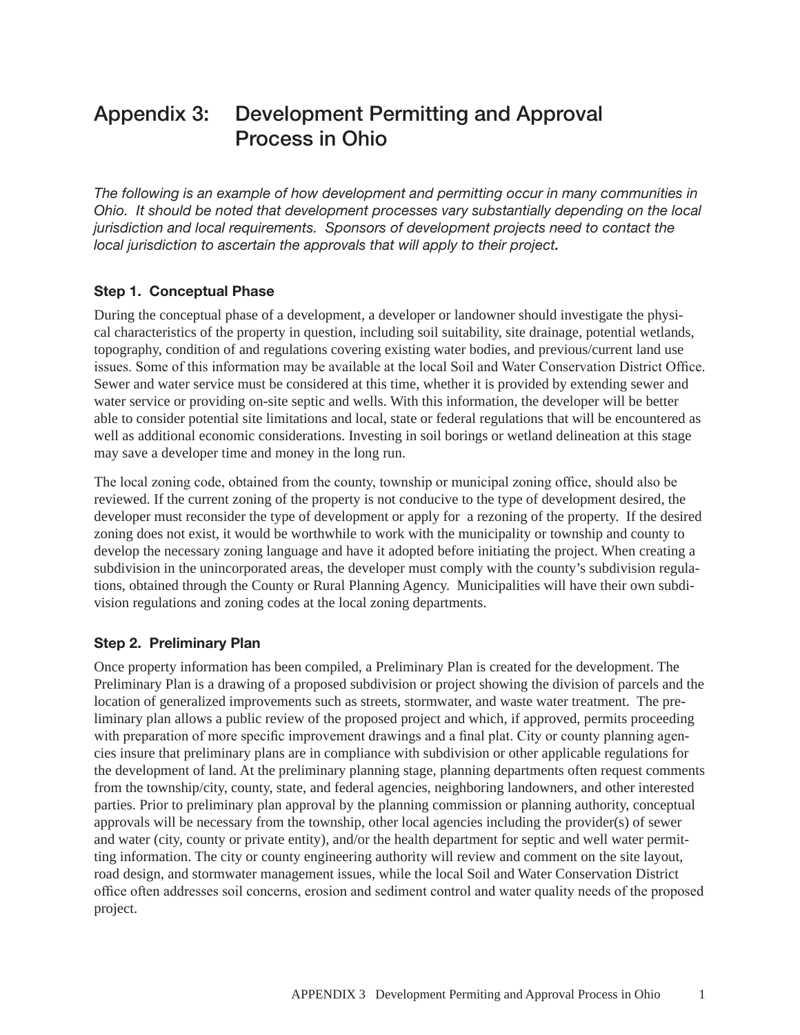# Appendix 3: Development Permitting and Approval Process in Ohio

*The following is an example of how development and permitting occur in many communities in Ohio. It should be noted that development processes vary substantially depending on the local jurisdiction and local requirements. Sponsors of development projects need to contact the local jurisdiction to ascertain the approvals that will apply to their project.*

### Step 1. Conceptual Phase

During the conceptual phase of a development, a developer or landowner should investigate the physical characteristics of the property in question, including soil suitability, site drainage, potential wetlands, topography, condition of and regulations covering existing water bodies, and previous/current land use issues. Some of this information may be available at the local Soil and Water Conservation District Office. Sewer and water service must be considered at this time, whether it is provided by extending sewer and water service or providing on-site septic and wells. With this information, the developer will be better able to consider potential site limitations and local, state or federal regulations that will be encountered as well as additional economic considerations. Investing in soil borings or wetland delineation at this stage may save a developer time and money in the long run.

The local zoning code, obtained from the county, township or municipal zoning office, should also be reviewed. If the current zoning of the property is not conducive to the type of development desired, the developer must reconsider the type of development or apply for a rezoning of the property. If the desired zoning does not exist, it would be worthwhile to work with the municipality or township and county to develop the necessary zoning language and have it adopted before initiating the project. When creating a subdivision in the unincorporated areas, the developer must comply with the county's subdivision regulations, obtained through the County or Rural Planning Agency. Municipalities will have their own subdivision regulations and zoning codes at the local zoning departments.

### Step 2. Preliminary Plan

Once property information has been compiled, a Preliminary Plan is created for the development. The Preliminary Plan is a drawing of a proposed subdivision or project showing the division of parcels and the location of generalized improvements such as streets, stormwater, and waste water treatment. The preliminary plan allows a public review of the proposed project and which, if approved, permits proceeding with preparation of more specific improvement drawings and a final plat. City or county planning agencies insure that preliminary plans are in compliance with subdivision or other applicable regulations for the development of land. At the preliminary planning stage, planning departments often request comments from the township/city, county, state, and federal agencies, neighboring landowners, and other interested parties. Prior to preliminary plan approval by the planning commission or planning authority, conceptual approvals will be necessary from the township, other local agencies including the provider(s) of sewer and water (city, county or private entity), and/or the health department for septic and well water permitting information. The city or county engineering authority will review and comment on the site layout, road design, and stormwater management issues, while the local Soil and Water Conservation District office often addresses soil concerns, erosion and sediment control and water quality needs of the proposed project.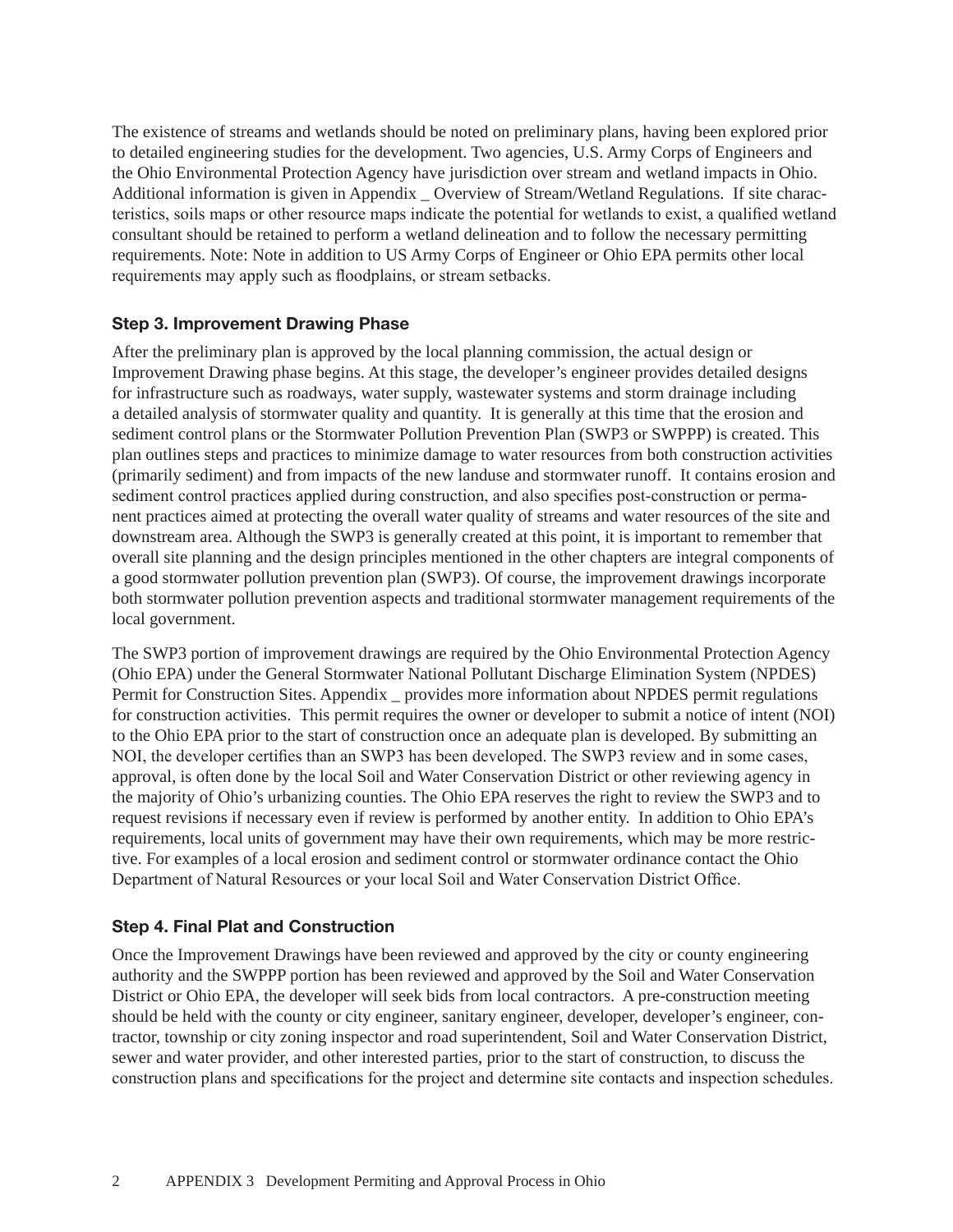The existence of streams and wetlands should be noted on preliminary plans, having been explored prior to detailed engineering studies for the development. Two agencies, U.S. Army Corps of Engineers and the Ohio Environmental Protection Agency have jurisdiction over stream and wetland impacts in Ohio. Additional information is given in Appendix _ Overview of Stream/Wetland Regulations. If site characteristics, soils maps or other resource maps indicate the potential for wetlands to exist, a qualified wetland consultant should be retained to perform a wetland delineation and to follow the necessary permitting requirements. Note: Note in addition to US Army Corps of Engineer or Ohio EPA permits other local requirements may apply such as floodplains, or stream setbacks.

### Step 3. Improvement Drawing Phase

After the preliminary plan is approved by the local planning commission, the actual design or Improvement Drawing phase begins. At this stage, the developer's engineer provides detailed designs for infrastructure such as roadways, water supply, wastewater systems and storm drainage including a detailed analysis of stormwater quality and quantity. It is generally at this time that the erosion and sediment control plans or the Stormwater Pollution Prevention Plan (SWP3 or SWPPP) is created. This plan outlines steps and practices to minimize damage to water resources from both construction activities (primarily sediment) and from impacts of the new landuse and stormwater runoff. It contains erosion and sediment control practices applied during construction, and also specifies post-construction or permanent practices aimed at protecting the overall water quality of streams and water resources of the site and downstream area. Although the SWP3 is generally created at this point, it is important to remember that overall site planning and the design principles mentioned in the other chapters are integral components of a good stormwater pollution prevention plan (SWP3). Of course, the improvement drawings incorporate both stormwater pollution prevention aspects and traditional stormwater management requirements of the local government.

The SWP3 portion of improvement drawings are required by the Ohio Environmental Protection Agency (Ohio EPA) under the General Stormwater National Pollutant Discharge Elimination System (NPDES) Permit for Construction Sites. Appendix _ provides more information about NPDES permit regulations for construction activities. This permit requires the owner or developer to submit a notice of intent (NOI) to the Ohio EPA prior to the start of construction once an adequate plan is developed. By submitting an NOI, the developer certifies than an SWP3 has been developed. The SWP3 review and in some cases, approval, is often done by the local Soil and Water Conservation District or other reviewing agency in the majority of Ohio's urbanizing counties. The Ohio EPA reserves the right to review the SWP3 and to request revisions if necessary even if review is performed by another entity. In addition to Ohio EPA's requirements, local units of government may have their own requirements, which may be more restrictive. For examples of a local erosion and sediment control or stormwater ordinance contact the Ohio Department of Natural Resources or your local Soil and Water Conservation District Office.

### Step 4. Final Plat and Construction

Once the Improvement Drawings have been reviewed and approved by the city or county engineering authority and the SWPPP portion has been reviewed and approved by the Soil and Water Conservation District or Ohio EPA, the developer will seek bids from local contractors. A pre-construction meeting should be held with the county or city engineer, sanitary engineer, developer, developer's engineer, contractor, township or city zoning inspector and road superintendent, Soil and Water Conservation District, sewer and water provider, and other interested parties, prior to the start of construction, to discuss the construction plans and specifications for the project and determine site contacts and inspection schedules.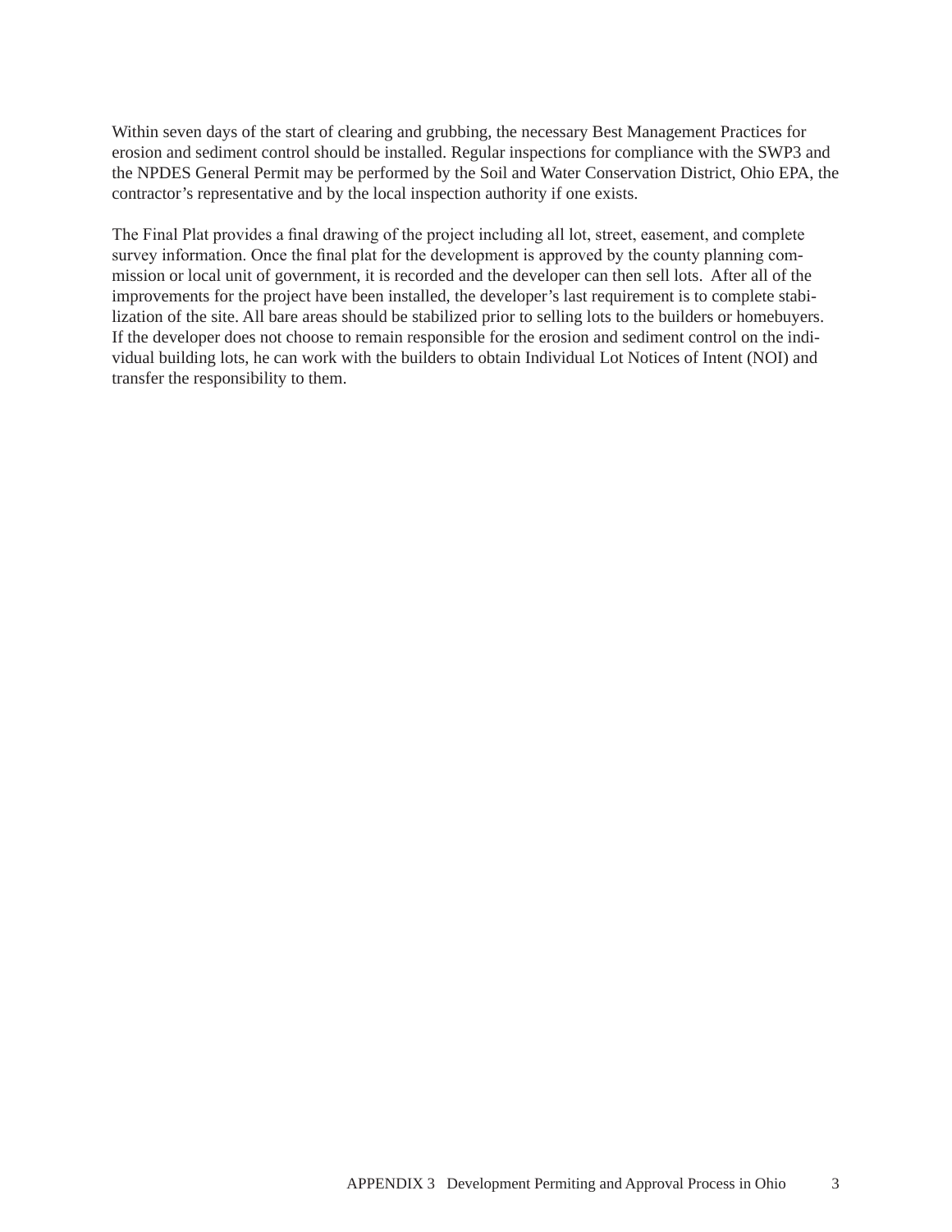Within seven days of the start of clearing and grubbing, the necessary Best Management Practices for erosion and sediment control should be installed. Regular inspections for compliance with the SWP3 and the NPDES General Permit may be performed by the Soil and Water Conservation District, Ohio EPA, the contractor's representative and by the local inspection authority if one exists.

The Final Plat provides a final drawing of the project including all lot, street, easement, and complete survey information. Once the final plat for the development is approved by the county planning commission or local unit of government, it is recorded and the developer can then sell lots. After all of the improvements for the project have been installed, the developer's last requirement is to complete stabilization of the site. All bare areas should be stabilized prior to selling lots to the builders or homebuyers. If the developer does not choose to remain responsible for the erosion and sediment control on the individual building lots, he can work with the builders to obtain Individual Lot Notices of Intent (NOI) and transfer the responsibility to them.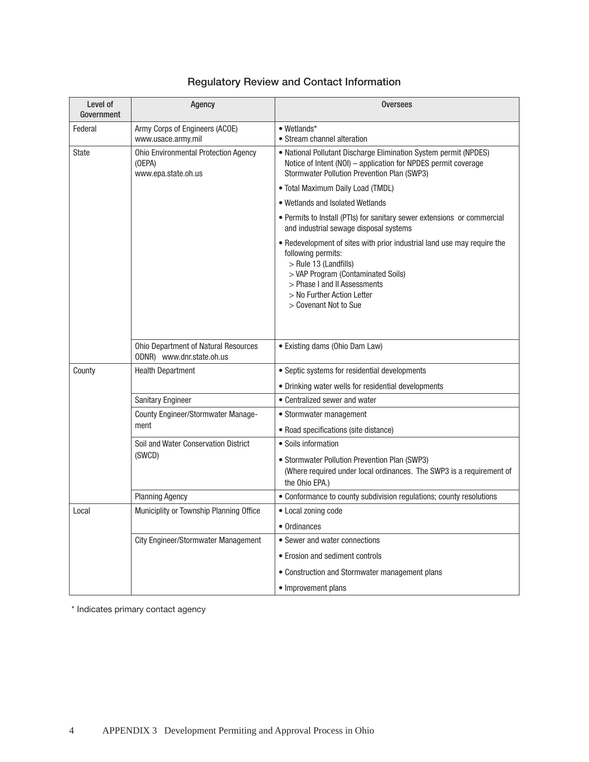## Regulatory Review and Contact Information

| Level of Government | Agency | Oversees |
|---|---|---|
| Federal | Army Corps of Engineers (ACOE) www.usace.army.mil | • Wetlands* <br> • Stream channel alteration |
| State | Ohio Environmental Protection Agency (OEPA) www.epa.state.oh.us | • National Pollutant Discharge Elimination System permit (NPDES) Notice of Intent (NOI) – application for NPDES permit coverage Stormwater Pollution Prevention Plan (SWP3) |
| | | • Total Maximum Daily Load (TMDL) |
| | | • Wetlands and Isolated Wetlands |
| | | • Permits to Install (PTIs) for sanitary sewer extensions or commercial and industrial sewage disposal systems |
| | | • Redevelopment of sites with prior industrial land use may require the following permits: <br> > Rule 13 (Landfills) <br> > VAP Program (Contaminated Soils) <br> > Phase I and II Assessments <br> > No Further Action Letter <br> > Covenant Not to Sue |
| | Ohio Department of Natural Resources ODNR) www.dnr.state.oh.us | • Existing dams (Ohio Dam Law) |
| County | Health Department | • Septic systems for residential developments |
| | | • Drinking water wells for residential developments |
| | Sanitary Engineer | • Centralized sewer and water |
| | County Engineer/Stormwater Management | • Stormwater management |
| | | • Road specifications (site distance) |
| | Soil and Water Conservation District (SWCD) | • Soils information |
| | | • Stormwater Pollution Prevention Plan (SWP3) (Where required under local ordinances. The SWP3 is a requirement of the Ohio EPA.) |
| | Planning Agency | • Conformance to county subdivision regulations; county resolutions |
| Local | Municiplity or Township Planning Office | • Local zoning code |
| | | • Ordinances |
| | City Engineer/Stormwater Management | • Sewer and water connections |
| | | • Erosion and sediment controls |
| | | • Construction and Stormwater management plans |
| | | • Improvement plans |

* Indicates primary contact agency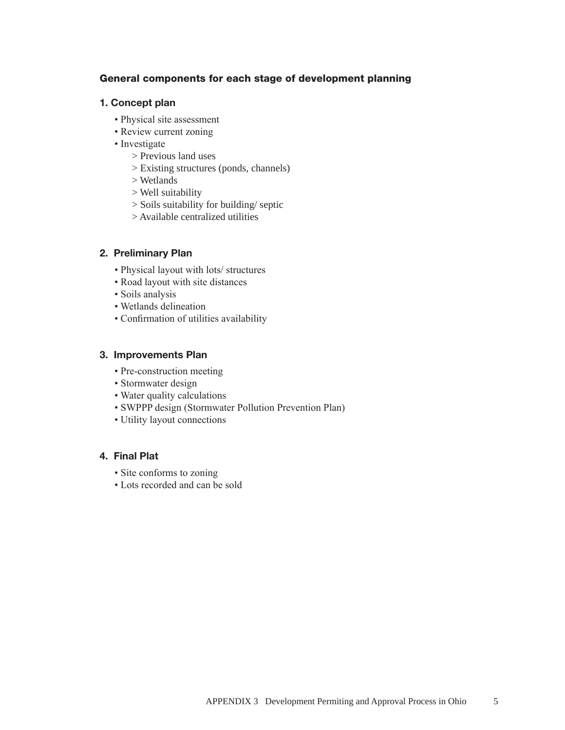## General components for each stage of development planning

### 1. Concept plan

- Physical site assessment
- Review current zoning
- Investigate
  - > Previous land uses
  - > Existing structures (ponds, channels)
  - > Wetlands
  - > Well suitability
  - > Soils suitability for building/ septic
  - > Available centralized utilities

### 2. Preliminary Plan

- Physical layout with lots/ structures
- Road layout with site distances
- Soils analysis
- Wetlands delineation
- Confirmation of utilities availability

### 3. Improvements Plan

- Pre-construction meeting
- Stormwater design
- Water quality calculations
- SWPPP design (Stormwater Pollution Prevention Plan)
- Utility layout connections

### 4. Final Plat

- Site conforms to zoning
- Lots recorded and can be sold